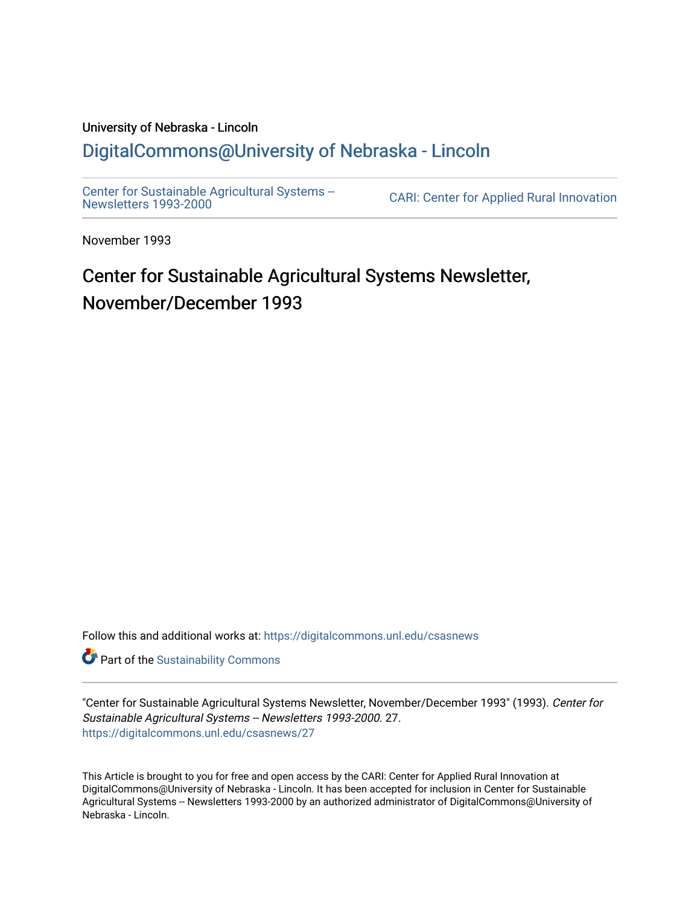University of Nebraska - Lincoln

## DigitalCommons@University of Nebraska - Lincoln

Center for Sustainable Agricultural Systems -- Newsletters 1993-2000

CARI: Center for Applied Rural Innovation

November 1993

# Center for Sustainable Agricultural Systems Newsletter, November/December 1993

Follow this and additional works at: https://digitalcommons.unl.edu/csasnews

Part of the Sustainability Commons

"Center for Sustainable Agricultural Systems Newsletter, November/December 1993" (1993). *Center for Sustainable Agricultural Systems -- Newsletters 1993-2000*. 27.
https://digitalcommons.unl.edu/csasnews/27

This Article is brought to you for free and open access by the CARI: Center for Applied Rural Innovation at DigitalCommons@University of Nebraska - Lincoln. It has been accepted for inclusion in Center for Sustainable Agricultural Systems -- Newsletters 1993-2000 by an authorized administrator of DigitalCommons@University of Nebraska - Lincoln.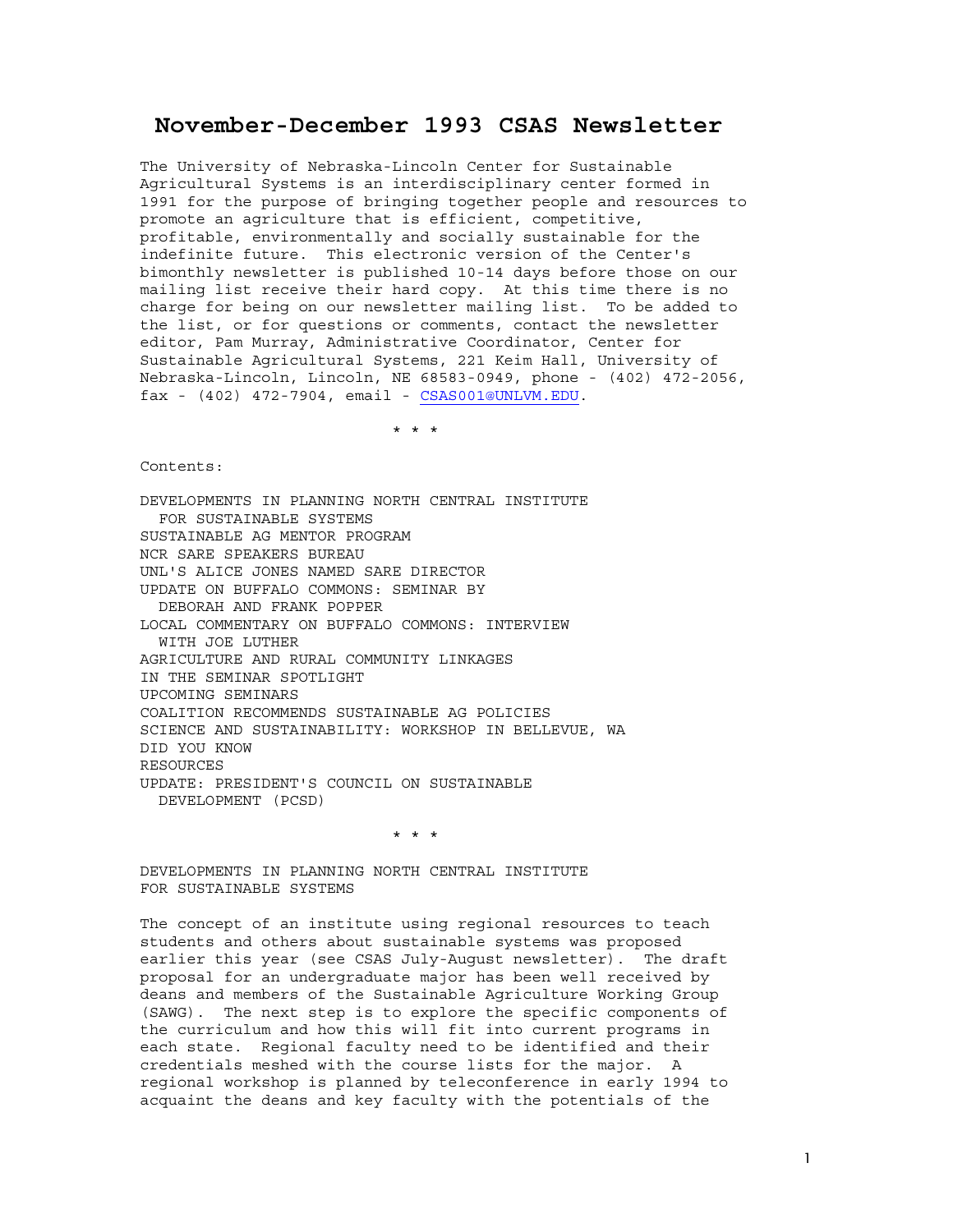# November-December 1993 CSAS Newsletter

The University of Nebraska-Lincoln Center for Sustainable Agricultural Systems is an interdisciplinary center formed in 1991 for the purpose of bringing together people and resources to promote an agriculture that is efficient, competitive, profitable, environmentally and socially sustainable for the indefinite future. This electronic version of the Center's bimonthly newsletter is published 10-14 days before those on our mailing list receive their hard copy. At this time there is no charge for being on our newsletter mailing list. To be added to the list, or for questions or comments, contact the newsletter editor, Pam Murray, Administrative Coordinator, Center for Sustainable Agricultural Systems, 221 Keim Hall, University of Nebraska-Lincoln, Lincoln, NE 68583-0949, phone - (402) 472-2056, fax - (402) 472-7904, email - CSAS001@UNLVM.EDU.

* * *

Contents:

DEVELOPMENTS IN PLANNING NORTH CENTRAL INSTITUTE FOR SUSTAINABLE SYSTEMS
SUSTAINABLE AG MENTOR PROGRAM
NCR SARE SPEAKERS BUREAU
UNL'S ALICE JONES NAMED SARE DIRECTOR
UPDATE ON BUFFALO COMMONS: SEMINAR BY DEBORAH AND FRANK POPPER
LOCAL COMMENTARY ON BUFFALO COMMONS: INTERVIEW WITH JOE LUTHER
AGRICULTURE AND RURAL COMMUNITY LINKAGES
IN THE SEMINAR SPOTLIGHT
UPCOMING SEMINARS
COALITION RECOMMENDS SUSTAINABLE AG POLICIES
SCIENCE AND SUSTAINABILITY: WORKSHOP IN BELLEVUE, WA
DID YOU KNOW
RESOURCES
UPDATE: PRESIDENT'S COUNCIL ON SUSTAINABLE DEVELOPMENT (PCSD)

* * *

## DEVELOPMENTS IN PLANNING NORTH CENTRAL INSTITUTE FOR SUSTAINABLE SYSTEMS

The concept of an institute using regional resources to teach students and others about sustainable systems was proposed earlier this year (see CSAS July-August newsletter). The draft proposal for an undergraduate major has been well received by deans and members of the Sustainable Agriculture Working Group (SAWG). The next step is to explore the specific components of the curriculum and how this will fit into current programs in each state. Regional faculty need to be identified and their credentials meshed with the course lists for the major. A regional workshop is planned by teleconference in early 1994 to acquaint the deans and key faculty with the potentials of the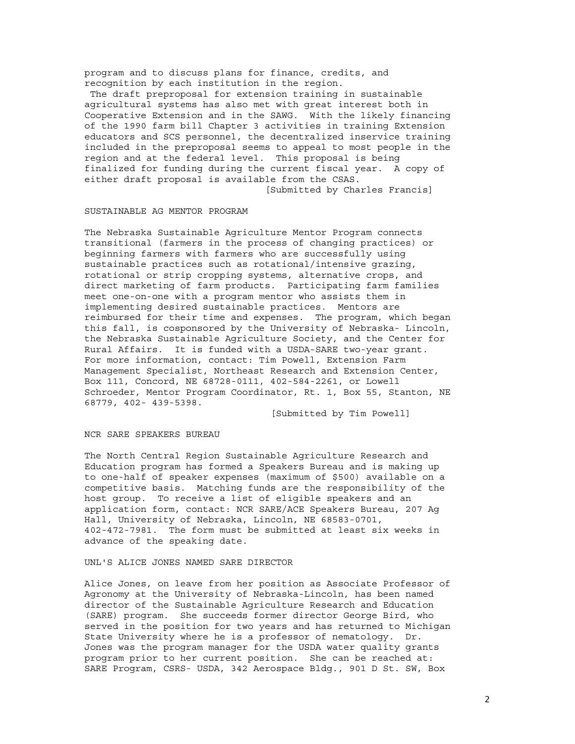program and to discuss plans for finance, credits, and recognition by each institution in the region.

The draft preproposal for extension training in sustainable agricultural systems has also met with great interest both in Cooperative Extension and in the SAWG. With the likely financing of the 1990 farm bill Chapter 3 activities in training Extension educators and SCS personnel, the decentralized inservice training included in the preproposal seems to appeal to most people in the region and at the federal level. This proposal is being finalized for funding during the current fiscal year. A copy of either draft proposal is available from the CSAS.

[Submitted by Charles Francis]

## SUSTAINABLE AG MENTOR PROGRAM

The Nebraska Sustainable Agriculture Mentor Program connects transitional (farmers in the process of changing practices) or beginning farmers with farmers who are successfully using sustainable practices such as rotational/intensive grazing, rotational or strip cropping systems, alternative crops, and direct marketing of farm products. Participating farm families meet one-on-one with a program mentor who assists them in implementing desired sustainable practices. Mentors are reimbursed for their time and expenses. The program, which began this fall, is cosponsored by the University of Nebraska- Lincoln, the Nebraska Sustainable Agriculture Society, and the Center for Rural Affairs. It is funded with a USDA-SARE two-year grant. For more information, contact: Tim Powell, Extension Farm Management Specialist, Northeast Research and Extension Center, Box 111, Concord, NE 68728-0111, 402-584-2261, or Lowell Schroeder, Mentor Program Coordinator, Rt. 1, Box 55, Stanton, NE 68779, 402- 439-5398.

[Submitted by Tim Powell]

## NCR SARE SPEAKERS BUREAU

The North Central Region Sustainable Agriculture Research and Education program has formed a Speakers Bureau and is making up to one-half of speaker expenses (maximum of $500) available on a competitive basis. Matching funds are the responsibility of the host group. To receive a list of eligible speakers and an application form, contact: NCR SARE/ACE Speakers Bureau, 207 Ag Hall, University of Nebraska, Lincoln, NE 68583-0701, 402-472-7981. The form must be submitted at least six weeks in advance of the speaking date.

## UNL'S ALICE JONES NAMED SARE DIRECTOR

Alice Jones, on leave from her position as Associate Professor of Agronomy at the University of Nebraska-Lincoln, has been named director of the Sustainable Agriculture Research and Education (SARE) program. She succeeds former director George Bird, who served in the position for two years and has returned to Michigan State University where he is a professor of nematology. Dr. Jones was the program manager for the USDA water quality grants program prior to her current position. She can be reached at: SARE Program, CSRS- USDA, 342 Aerospace Bldg., 901 D St. SW, Box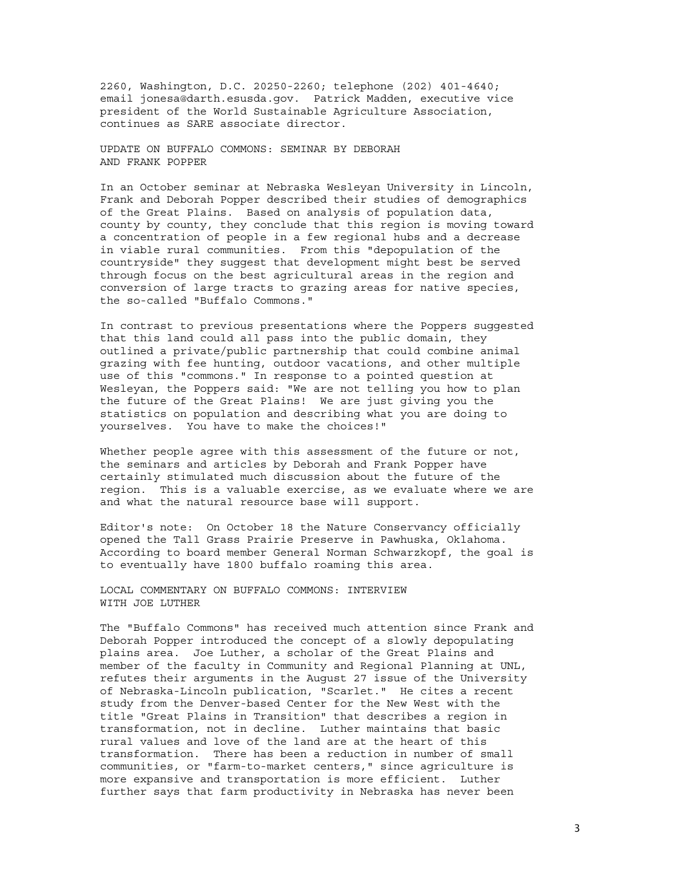2260, Washington, D.C. 20250-2260; telephone (202) 401-4640; email jonesa@darth.esusda.gov. Patrick Madden, executive vice president of the World Sustainable Agriculture Association, continues as SARE associate director.

## UPDATE ON BUFFALO COMMONS: SEMINAR BY DEBORAH AND FRANK POPPER

In an October seminar at Nebraska Wesleyan University in Lincoln, Frank and Deborah Popper described their studies of demographics of the Great Plains. Based on analysis of population data, county by county, they conclude that this region is moving toward a concentration of people in a few regional hubs and a decrease in viable rural communities. From this "depopulation of the countryside" they suggest that development might best be served through focus on the best agricultural areas in the region and conversion of large tracts to grazing areas for native species, the so-called "Buffalo Commons."

In contrast to previous presentations where the Poppers suggested that this land could all pass into the public domain, they outlined a private/public partnership that could combine animal grazing with fee hunting, outdoor vacations, and other multiple use of this "commons." In response to a pointed question at Wesleyan, the Poppers said: "We are not telling you how to plan the future of the Great Plains! We are just giving you the statistics on population and describing what you are doing to yourselves. You have to make the choices!"

Whether people agree with this assessment of the future or not, the seminars and articles by Deborah and Frank Popper have certainly stimulated much discussion about the future of the region. This is a valuable exercise, as we evaluate where we are and what the natural resource base will support.

Editor's note: On October 18 the Nature Conservancy officially opened the Tall Grass Prairie Preserve in Pawhuska, Oklahoma. According to board member General Norman Schwarzkopf, the goal is to eventually have 1800 buffalo roaming this area.

## LOCAL COMMENTARY ON BUFFALO COMMONS: INTERVIEW WITH JOE LUTHER

The "Buffalo Commons" has received much attention since Frank and Deborah Popper introduced the concept of a slowly depopulating plains area. Joe Luther, a scholar of the Great Plains and member of the faculty in Community and Regional Planning at UNL, refutes their arguments in the August 27 issue of the University of Nebraska-Lincoln publication, "Scarlet." He cites a recent study from the Denver-based Center for the New West with the title "Great Plains in Transition" that describes a region in transformation, not in decline. Luther maintains that basic rural values and love of the land are at the heart of this transformation. There has been a reduction in number of small communities, or "farm-to-market centers," since agriculture is more expansive and transportation is more efficient. Luther further says that farm productivity in Nebraska has never been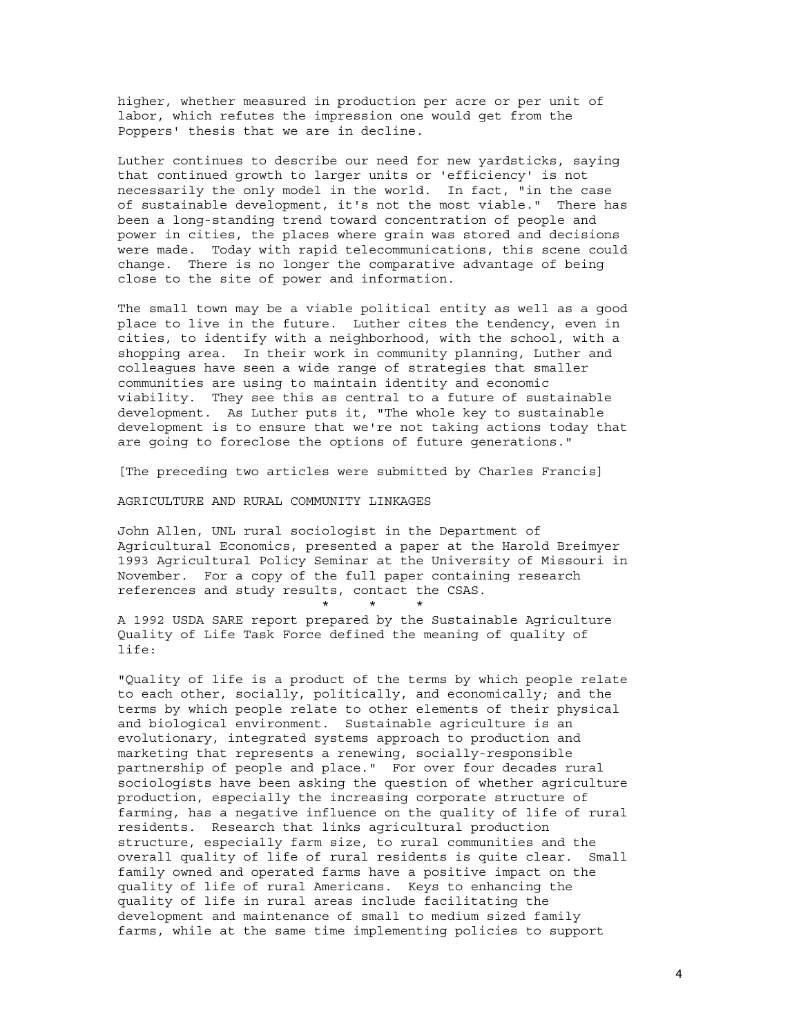higher, whether measured in production per acre or per unit of labor, which refutes the impression one would get from the Poppers' thesis that we are in decline.

Luther continues to describe our need for new yardsticks, saying that continued growth to larger units or 'efficiency' is not necessarily the only model in the world. In fact, "in the case of sustainable development, it's not the most viable." There has been a long-standing trend toward concentration of people and power in cities, the places where grain was stored and decisions were made. Today with rapid telecommunications, this scene could change. There is no longer the comparative advantage of being close to the site of power and information.

The small town may be a viable political entity as well as a good place to live in the future. Luther cites the tendency, even in cities, to identify with a neighborhood, with the school, with a shopping area. In their work in community planning, Luther and colleagues have seen a wide range of strategies that smaller communities are using to maintain identity and economic viability. They see this as central to a future of sustainable development. As Luther puts it, "The whole key to sustainable development is to ensure that we're not taking actions today that are going to foreclose the options of future generations."

[The preceding two articles were submitted by Charles Francis]

## AGRICULTURE AND RURAL COMMUNITY LINKAGES

John Allen, UNL rural sociologist in the Department of Agricultural Economics, presented a paper at the Harold Breimyer 1993 Agricultural Policy Seminar at the University of Missouri in November. For a copy of the full paper containing research references and study results, contact the CSAS.

\* \* \*

A 1992 USDA SARE report prepared by the Sustainable Agriculture Quality of Life Task Force defined the meaning of quality of life:

"Quality of life is a product of the terms by which people relate to each other, socially, politically, and economically; and the terms by which people relate to other elements of their physical and biological environment. Sustainable agriculture is an evolutionary, integrated systems approach to production and marketing that represents a renewing, socially-responsible partnership of people and place." For over four decades rural sociologists have been asking the question of whether agriculture production, especially the increasing corporate structure of farming, has a negative influence on the quality of life of rural residents. Research that links agricultural production structure, especially farm size, to rural communities and the overall quality of life of rural residents is quite clear. Small family owned and operated farms have a positive impact on the quality of life of rural Americans. Keys to enhancing the quality of life in rural areas include facilitating the development and maintenance of small to medium sized family farms, while at the same time implementing policies to support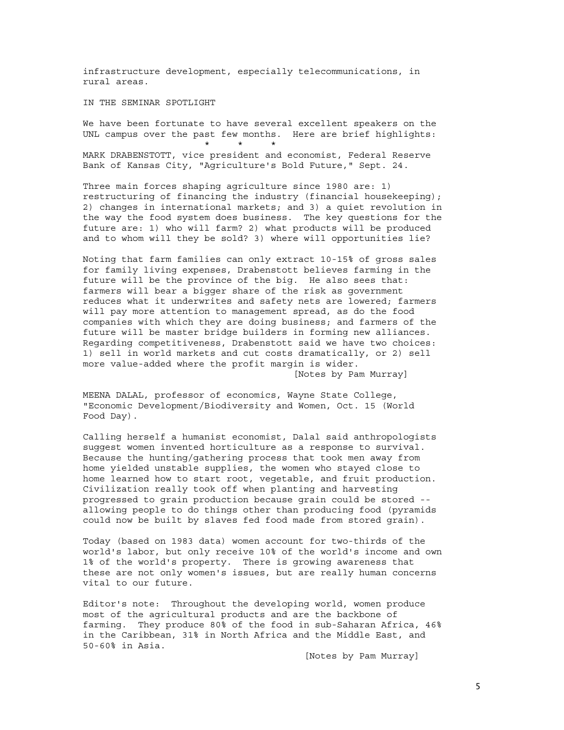infrastructure development, especially telecommunications, in rural areas.

## IN THE SEMINAR SPOTLIGHT

We have been fortunate to have several excellent speakers on the UNL campus over the past few months. Here are brief highlights:

\* \* \*

MARK DRABENSTOTT, vice president and economist, Federal Reserve Bank of Kansas City, "Agriculture's Bold Future," Sept. 24.

Three main forces shaping agriculture since 1980 are: 1) restructuring of financing the industry (financial housekeeping); 2) changes in international markets; and 3) a quiet revolution in the way the food system does business. The key questions for the future are: 1) who will farm? 2) what products will be produced and to whom will they be sold? 3) where will opportunities lie?

Noting that farm families can only extract 10-15% of gross sales for family living expenses, Drabenstott believes farming in the future will be the province of the big. He also sees that: farmers will bear a bigger share of the risk as government reduces what it underwrites and safety nets are lowered; farmers will pay more attention to management spread, as do the food companies with which they are doing business; and farmers of the future will be master bridge builders in forming new alliances. Regarding competitiveness, Drabenstott said we have two choices: 1) sell in world markets and cut costs dramatically, or 2) sell more value-added where the profit margin is wider.

[Notes by Pam Murray]

MEENA DALAL, professor of economics, Wayne State College, "Economic Development/Biodiversity and Women, Oct. 15 (World Food Day).

Calling herself a humanist economist, Dalal said anthropologists suggest women invented horticulture as a response to survival. Because the hunting/gathering process that took men away from home yielded unstable supplies, the women who stayed close to home learned how to start root, vegetable, and fruit production. Civilization really took off when planting and harvesting progressed to grain production because grain could be stored -- allowing people to do things other than producing food (pyramids could now be built by slaves fed food made from stored grain).

Today (based on 1983 data) women account for two-thirds of the world's labor, but only receive 10% of the world's income and own 1% of the world's property. There is growing awareness that these are not only women's issues, but are really human concerns vital to our future.

Editor's note: Throughout the developing world, women produce most of the agricultural products and are the backbone of farming. They produce 80% of the food in sub-Saharan Africa, 46% in the Caribbean, 31% in North Africa and the Middle East, and 50-60% in Asia.

[Notes by Pam Murray]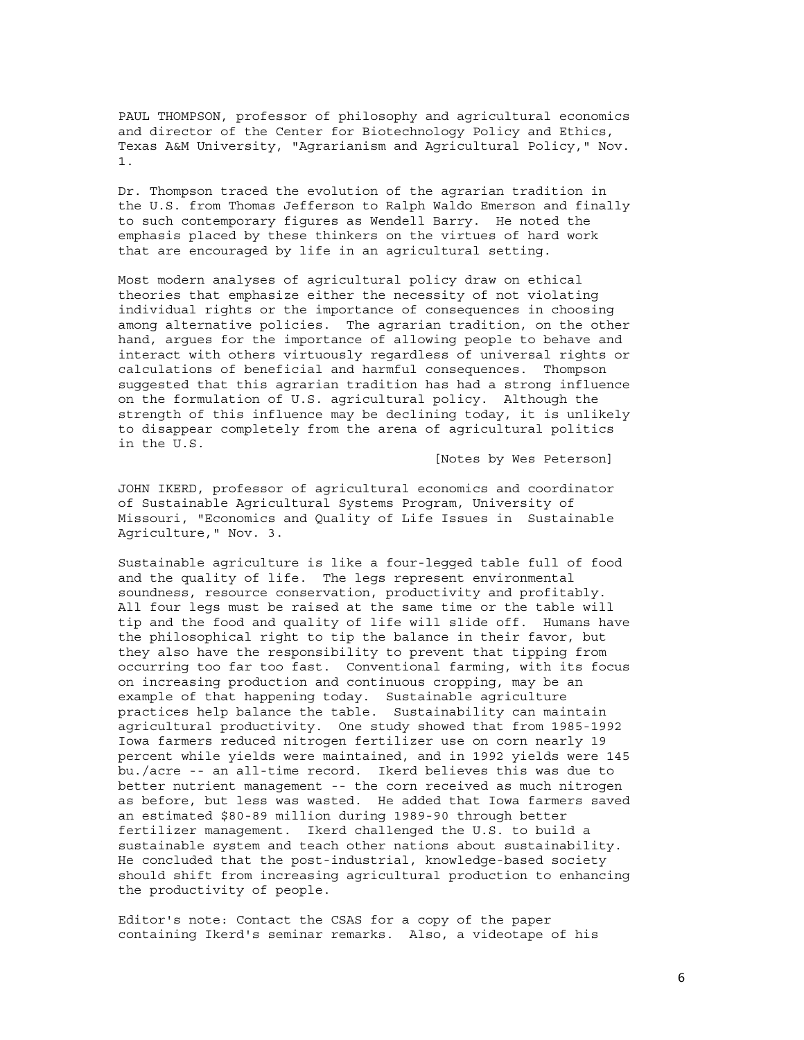PAUL THOMPSON, professor of philosophy and agricultural economics and director of the Center for Biotechnology Policy and Ethics, Texas A&M University, "Agrarianism and Agricultural Policy," Nov. 1.

Dr. Thompson traced the evolution of the agrarian tradition in the U.S. from Thomas Jefferson to Ralph Waldo Emerson and finally to such contemporary figures as Wendell Barry. He noted the emphasis placed by these thinkers on the virtues of hard work that are encouraged by life in an agricultural setting.

Most modern analyses of agricultural policy draw on ethical theories that emphasize either the necessity of not violating individual rights or the importance of consequences in choosing among alternative policies. The agrarian tradition, on the other hand, argues for the importance of allowing people to behave and interact with others virtuously regardless of universal rights or calculations of beneficial and harmful consequences. Thompson suggested that this agrarian tradition has had a strong influence on the formulation of U.S. agricultural policy. Although the strength of this influence may be declining today, it is unlikely to disappear completely from the arena of agricultural politics in the U.S.

[Notes by Wes Peterson]

JOHN IKERD, professor of agricultural economics and coordinator of Sustainable Agricultural Systems Program, University of Missouri, "Economics and Quality of Life Issues in Sustainable Agriculture," Nov. 3.

Sustainable agriculture is like a four-legged table full of food and the quality of life. The legs represent environmental soundness, resource conservation, productivity and profitably. All four legs must be raised at the same time or the table will tip and the food and quality of life will slide off. Humans have the philosophical right to tip the balance in their favor, but they also have the responsibility to prevent that tipping from occurring too far too fast. Conventional farming, with its focus on increasing production and continuous cropping, may be an example of that happening today. Sustainable agriculture practices help balance the table. Sustainability can maintain agricultural productivity. One study showed that from 1985-1992 Iowa farmers reduced nitrogen fertilizer use on corn nearly 19 percent while yields were maintained, and in 1992 yields were 145 bu./acre -- an all-time record. Ikerd believes this was due to better nutrient management -- the corn received as much nitrogen as before, but less was wasted. He added that Iowa farmers saved an estimated $80-89 million during 1989-90 through better fertilizer management. Ikerd challenged the U.S. to build a sustainable system and teach other nations about sustainability. He concluded that the post-industrial, knowledge-based society should shift from increasing agricultural production to enhancing the productivity of people.

Editor's note: Contact the CSAS for a copy of the paper containing Ikerd's seminar remarks. Also, a videotape of his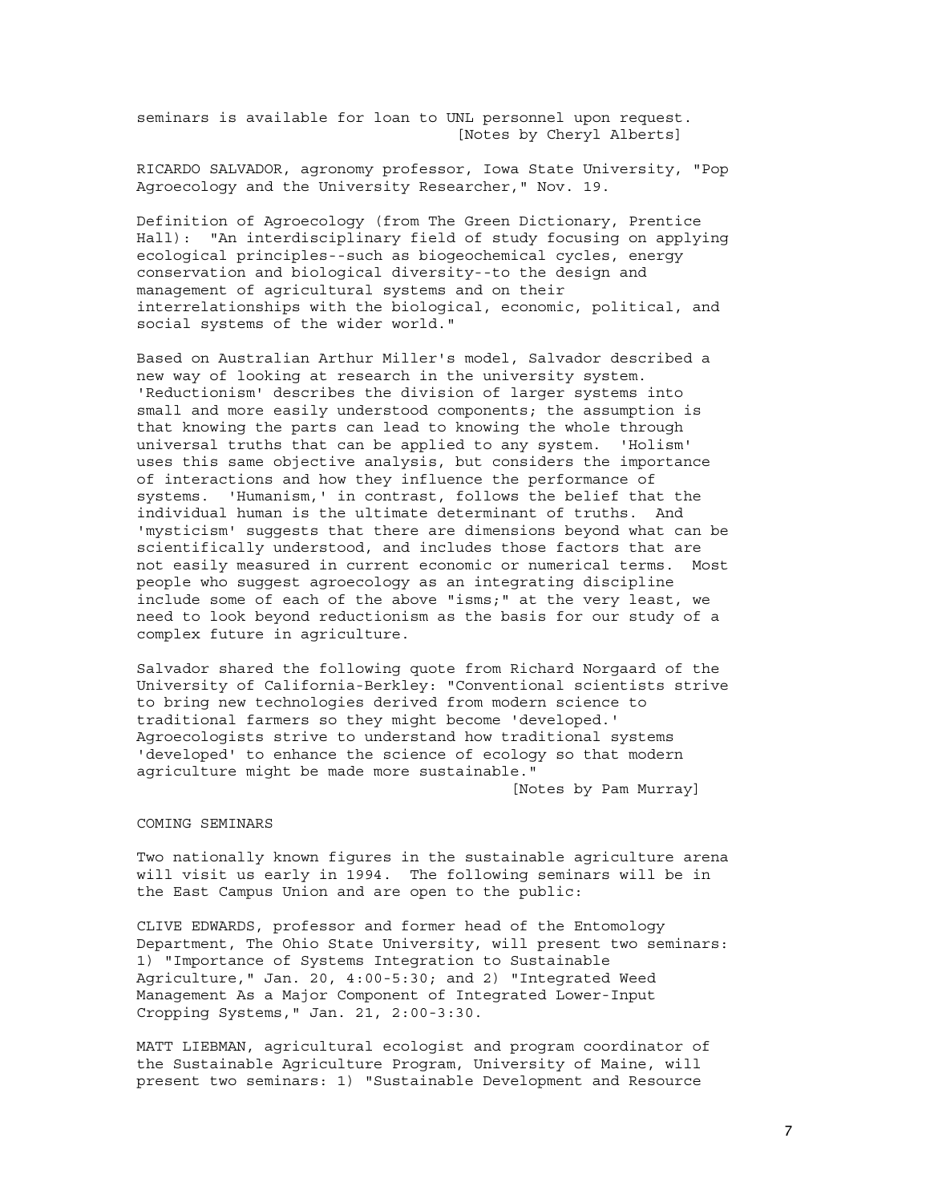seminars is available for loan to UNL personnel upon request.
[Notes by Cheryl Alberts]

RICARDO SALVADOR, agronomy professor, Iowa State University, "Pop Agroecology and the University Researcher," Nov. 19.

Definition of Agroecology (from The Green Dictionary, Prentice Hall): "An interdisciplinary field of study focusing on applying ecological principles--such as biogeochemical cycles, energy conservation and biological diversity--to the design and management of agricultural systems and on their interrelationships with the biological, economic, political, and social systems of the wider world."

Based on Australian Arthur Miller's model, Salvador described a new way of looking at research in the university system. 'Reductionism' describes the division of larger systems into small and more easily understood components; the assumption is that knowing the parts can lead to knowing the whole through universal truths that can be applied to any system. 'Holism' uses this same objective analysis, but considers the importance of interactions and how they influence the performance of systems. 'Humanism,' in contrast, follows the belief that the individual human is the ultimate determinant of truths. And 'mysticism' suggests that there are dimensions beyond what can be scientifically understood, and includes those factors that are not easily measured in current economic or numerical terms. Most people who suggest agroecology as an integrating discipline include some of each of the above "isms;" at the very least, we need to look beyond reductionism as the basis for our study of a complex future in agriculture.

Salvador shared the following quote from Richard Norgaard of the University of California-Berkley: "Conventional scientists strive to bring new technologies derived from modern science to traditional farmers so they might become 'developed.' Agroecologists strive to understand how traditional systems 'developed' to enhance the science of ecology so that modern agriculture might be made more sustainable."
[Notes by Pam Murray]

COMING SEMINARS

Two nationally known figures in the sustainable agriculture arena will visit us early in 1994. The following seminars will be in the East Campus Union and are open to the public:

CLIVE EDWARDS, professor and former head of the Entomology Department, The Ohio State University, will present two seminars: 1) "Importance of Systems Integration to Sustainable Agriculture," Jan. 20, 4:00-5:30; and 2) "Integrated Weed Management As a Major Component of Integrated Lower-Input Cropping Systems," Jan. 21, 2:00-3:30.

MATT LIEBMAN, agricultural ecologist and program coordinator of the Sustainable Agriculture Program, University of Maine, will present two seminars: 1) "Sustainable Development and Resource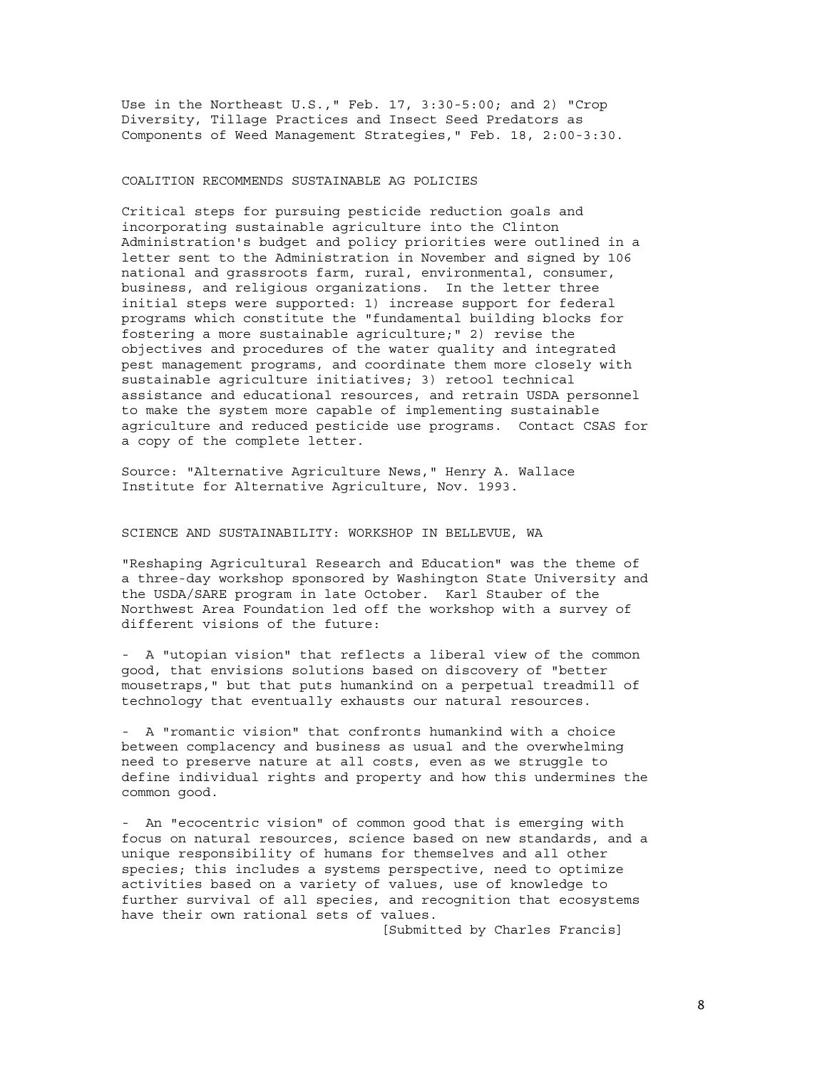Use in the Northeast U.S.," Feb. 17, 3:30-5:00; and 2) "Crop Diversity, Tillage Practices and Insect Seed Predators as Components of Weed Management Strategies," Feb. 18, 2:00-3:30.

## COALITION RECOMMENDS SUSTAINABLE AG POLICIES

Critical steps for pursuing pesticide reduction goals and incorporating sustainable agriculture into the Clinton Administration's budget and policy priorities were outlined in a letter sent to the Administration in November and signed by 106 national and grassroots farm, rural, environmental, consumer, business, and religious organizations. In the letter three initial steps were supported: 1) increase support for federal programs which constitute the "fundamental building blocks for fostering a more sustainable agriculture;" 2) revise the objectives and procedures of the water quality and integrated pest management programs, and coordinate them more closely with sustainable agriculture initiatives; 3) retool technical assistance and educational resources, and retrain USDA personnel to make the system more capable of implementing sustainable agriculture and reduced pesticide use programs. Contact CSAS for a copy of the complete letter.

Source: "Alternative Agriculture News," Henry A. Wallace Institute for Alternative Agriculture, Nov. 1993.

## SCIENCE AND SUSTAINABILITY: WORKSHOP IN BELLEVUE, WA

"Reshaping Agricultural Research and Education" was the theme of a three-day workshop sponsored by Washington State University and the USDA/SARE program in late October. Karl Stauber of the Northwest Area Foundation led off the workshop with a survey of different visions of the future:

- A "utopian vision" that reflects a liberal view of the common good, that envisions solutions based on discovery of "better mousetraps," but that puts humankind on a perpetual treadmill of technology that eventually exhausts our natural resources.

- A "romantic vision" that confronts humankind with a choice between complacency and business as usual and the overwhelming need to preserve nature at all costs, even as we struggle to define individual rights and property and how this undermines the common good.

- An "ecocentric vision" of common good that is emerging with focus on natural resources, science based on new standards, and a unique responsibility of humans for themselves and all other species; this includes a systems perspective, need to optimize activities based on a variety of values, use of knowledge to further survival of all species, and recognition that ecosystems have their own rational sets of values.

[Submitted by Charles Francis]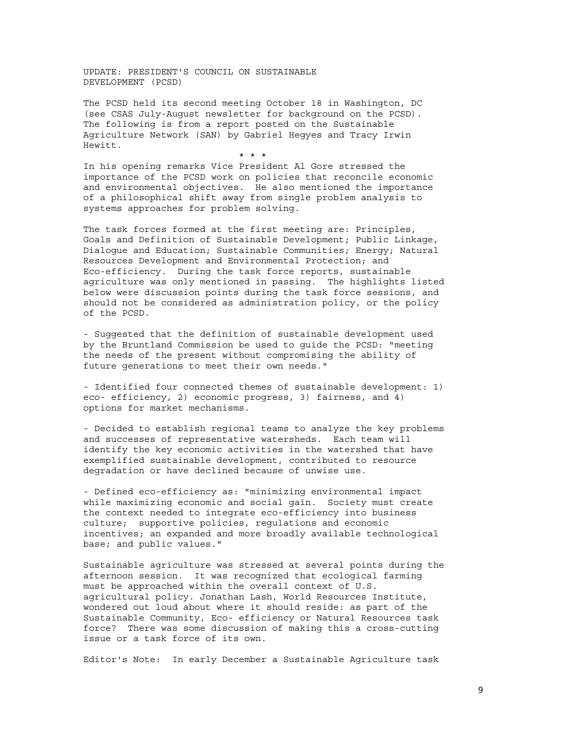## UPDATE: PRESIDENT'S COUNCIL ON SUSTAINABLE DEVELOPMENT (PCSD)

The PCSD held its second meeting October 18 in Washington, DC (see CSAS July-August newsletter for background on the PCSD). The following is from a report posted on the Sustainable Agriculture Network (SAN) by Gabriel Hegyes and Tracy Irwin Hewitt.

\* \* \*

In his opening remarks Vice President Al Gore stressed the importance of the PCSD work on policies that reconcile economic and environmental objectives. He also mentioned the importance of a philosophical shift away from single problem analysis to systems approaches for problem solving.

The task forces formed at the first meeting are: Principles, Goals and Definition of Sustainable Development; Public Linkage, Dialogue and Education; Sustainable Communities; Energy; Natural Resources Development and Environmental Protection; and Eco-efficiency. During the task force reports, sustainable agriculture was only mentioned in passing. The highlights listed below were discussion points during the task force sessions, and should not be considered as administration policy, or the policy of the PCSD.

- Suggested that the definition of sustainable development used by the Bruntland Commission be used to guide the PCSD: "meeting the needs of the present without compromising the ability of future generations to meet their own needs."

- Identified four connected themes of sustainable development: 1) eco- efficiency, 2) economic progress, 3) fairness, and 4) options for market mechanisms.

- Decided to establish regional teams to analyze the key problems and successes of representative watersheds. Each team will identify the key economic activities in the watershed that have exemplified sustainable development, contributed to resource degradation or have declined because of unwise use.

- Defined eco-efficiency as: "minimizing environmental impact while maximizing economic and social gain. Society must create the context needed to integrate eco-efficiency into business culture; supportive policies, regulations and economic incentives; an expanded and more broadly available technological base; and public values."

Sustainable agriculture was stressed at several points during the afternoon session. It was recognized that ecological farming must be approached within the overall context of U.S. agricultural policy. Jonathan Lash, World Resources Institute, wondered out loud about where it should reside: as part of the Sustainable Community, Eco- efficiency or Natural Resources task force? There was some discussion of making this a cross-cutting issue or a task force of its own.

Editor's Note: In early December a Sustainable Agriculture task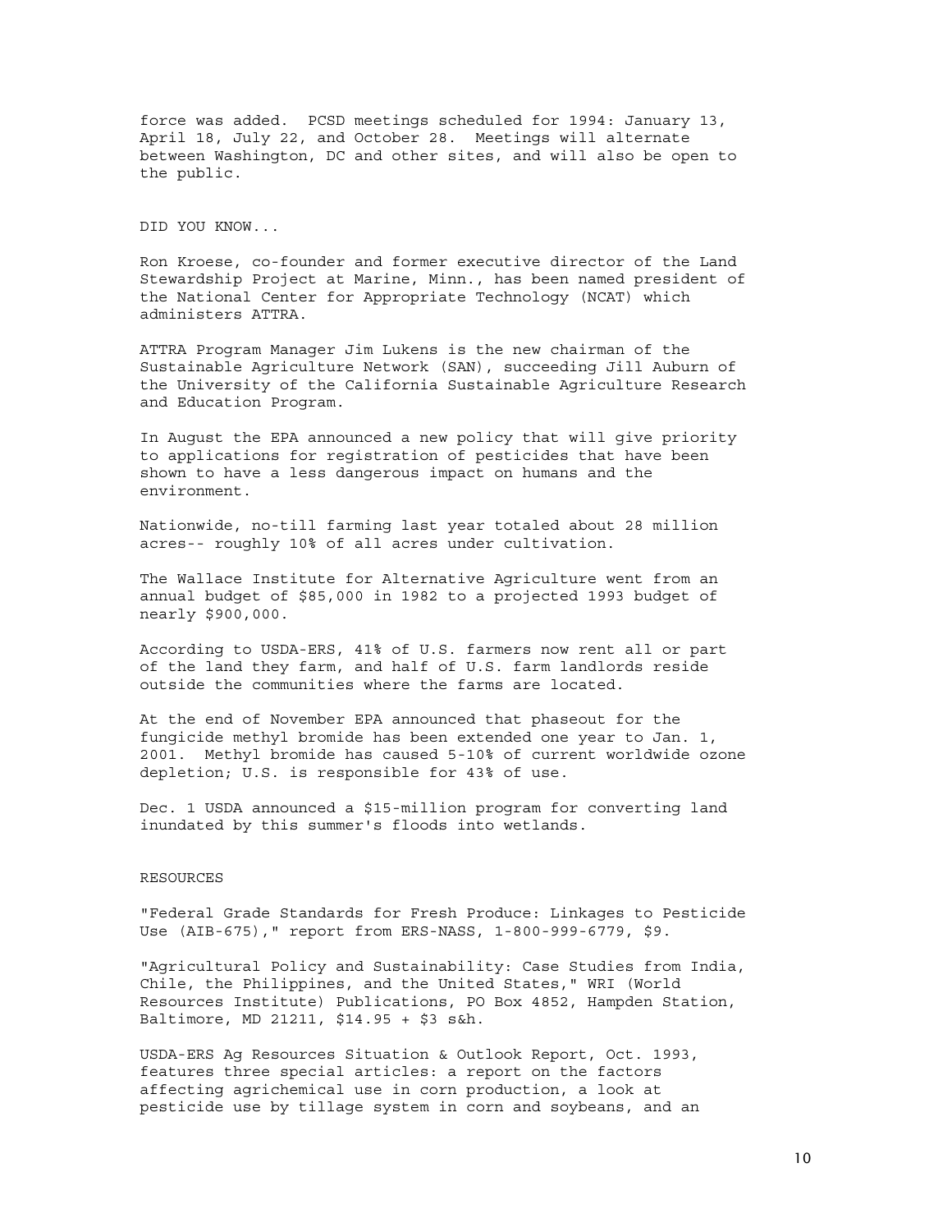force was added. PCSD meetings scheduled for 1994: January 13, April 18, July 22, and October 28. Meetings will alternate between Washington, DC and other sites, and will also be open to the public.

## DID YOU KNOW...

Ron Kroese, co-founder and former executive director of the Land Stewardship Project at Marine, Minn., has been named president of the National Center for Appropriate Technology (NCAT) which administers ATTRA.

ATTRA Program Manager Jim Lukens is the new chairman of the Sustainable Agriculture Network (SAN), succeeding Jill Auburn of the University of the California Sustainable Agriculture Research and Education Program.

In August the EPA announced a new policy that will give priority to applications for registration of pesticides that have been shown to have a less dangerous impact on humans and the environment.

Nationwide, no-till farming last year totaled about 28 million acres-- roughly 10% of all acres under cultivation.

The Wallace Institute for Alternative Agriculture went from an annual budget of $85,000 in 1982 to a projected 1993 budget of nearly $900,000.

According to USDA-ERS, 41% of U.S. farmers now rent all or part of the land they farm, and half of U.S. farm landlords reside outside the communities where the farms are located.

At the end of November EPA announced that phaseout for the fungicide methyl bromide has been extended one year to Jan. 1, 2001. Methyl bromide has caused 5-10% of current worldwide ozone depletion; U.S. is responsible for 43% of use.

Dec. 1 USDA announced a $15-million program for converting land inundated by this summer's floods into wetlands.

## RESOURCES

"Federal Grade Standards for Fresh Produce: Linkages to Pesticide Use (AIB-675)," report from ERS-NASS, 1-800-999-6779, $9.

"Agricultural Policy and Sustainability: Case Studies from India, Chile, the Philippines, and the United States," WRI (World Resources Institute) Publications, PO Box 4852, Hampden Station, Baltimore, MD 21211, $14.95 + $3 s&h.

USDA-ERS Ag Resources Situation & Outlook Report, Oct. 1993, features three special articles: a report on the factors affecting agrichemical use in corn production, a look at pesticide use by tillage system in corn and soybeans, and an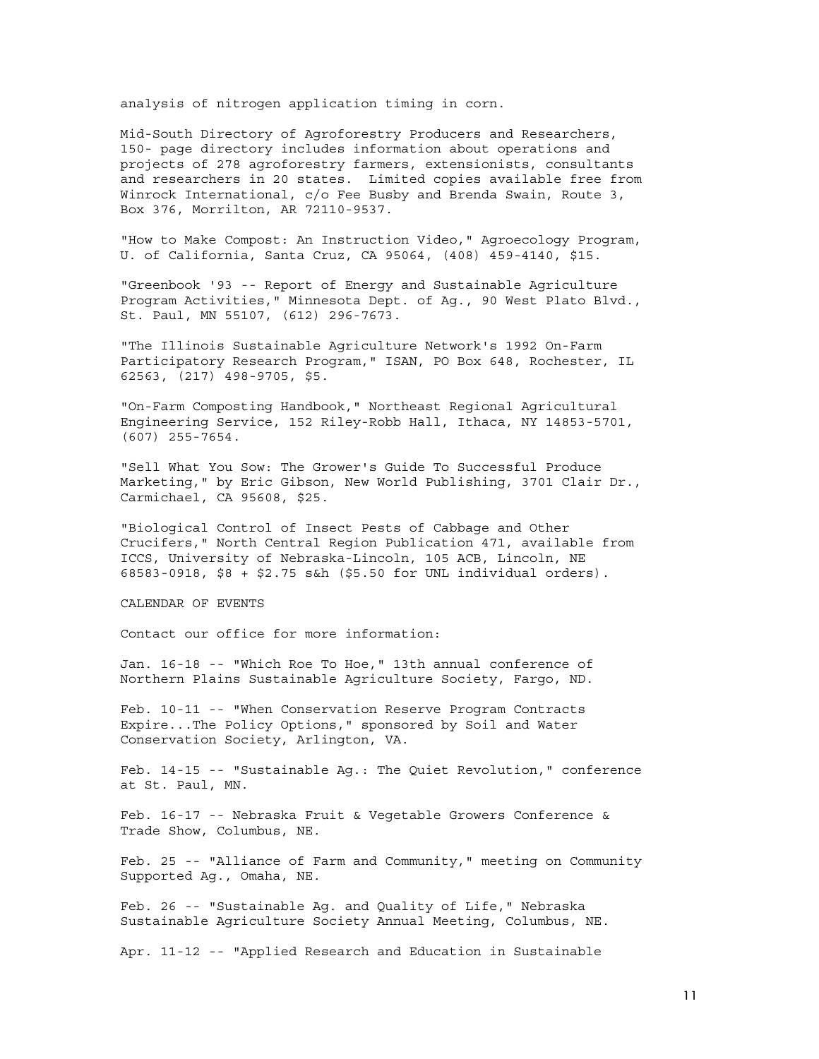analysis of nitrogen application timing in corn.

Mid-South Directory of Agroforestry Producers and Researchers, 150- page directory includes information about operations and projects of 278 agroforestry farmers, extensionists, consultants and researchers in 20 states. Limited copies available free from Winrock International, c/o Fee Busby and Brenda Swain, Route 3, Box 376, Morrilton, AR 72110-9537.

"How to Make Compost: An Instruction Video," Agroecology Program, U. of California, Santa Cruz, CA 95064, (408) 459-4140, $15.

"Greenbook '93 -- Report of Energy and Sustainable Agriculture Program Activities," Minnesota Dept. of Ag., 90 West Plato Blvd., St. Paul, MN 55107, (612) 296-7673.

"The Illinois Sustainable Agriculture Network's 1992 On-Farm Participatory Research Program," ISAN, PO Box 648, Rochester, IL 62563, (217) 498-9705, $5.

"On-Farm Composting Handbook," Northeast Regional Agricultural Engineering Service, 152 Riley-Robb Hall, Ithaca, NY 14853-5701, (607) 255-7654.

"Sell What You Sow: The Grower's Guide To Successful Produce Marketing," by Eric Gibson, New World Publishing, 3701 Clair Dr., Carmichael, CA 95608, $25.

"Biological Control of Insect Pests of Cabbage and Other Crucifers," North Central Region Publication 471, available from ICCS, University of Nebraska-Lincoln, 105 ACB, Lincoln, NE 68583-0918, $8 + $2.75 s&h ($5.50 for UNL individual orders).

## CALENDAR OF EVENTS

Contact our office for more information:

Jan. 16-18 -- "Which Roe To Hoe," 13th annual conference of Northern Plains Sustainable Agriculture Society, Fargo, ND.

Feb. 10-11 -- "When Conservation Reserve Program Contracts Expire...The Policy Options," sponsored by Soil and Water Conservation Society, Arlington, VA.

Feb. 14-15 -- "Sustainable Ag.: The Quiet Revolution," conference at St. Paul, MN.

Feb. 16-17 -- Nebraska Fruit & Vegetable Growers Conference & Trade Show, Columbus, NE.

Feb. 25 -- "Alliance of Farm and Community," meeting on Community Supported Ag., Omaha, NE.

Feb. 26 -- "Sustainable Ag. and Quality of Life," Nebraska Sustainable Agriculture Society Annual Meeting, Columbus, NE.

Apr. 11-12 -- "Applied Research and Education in Sustainable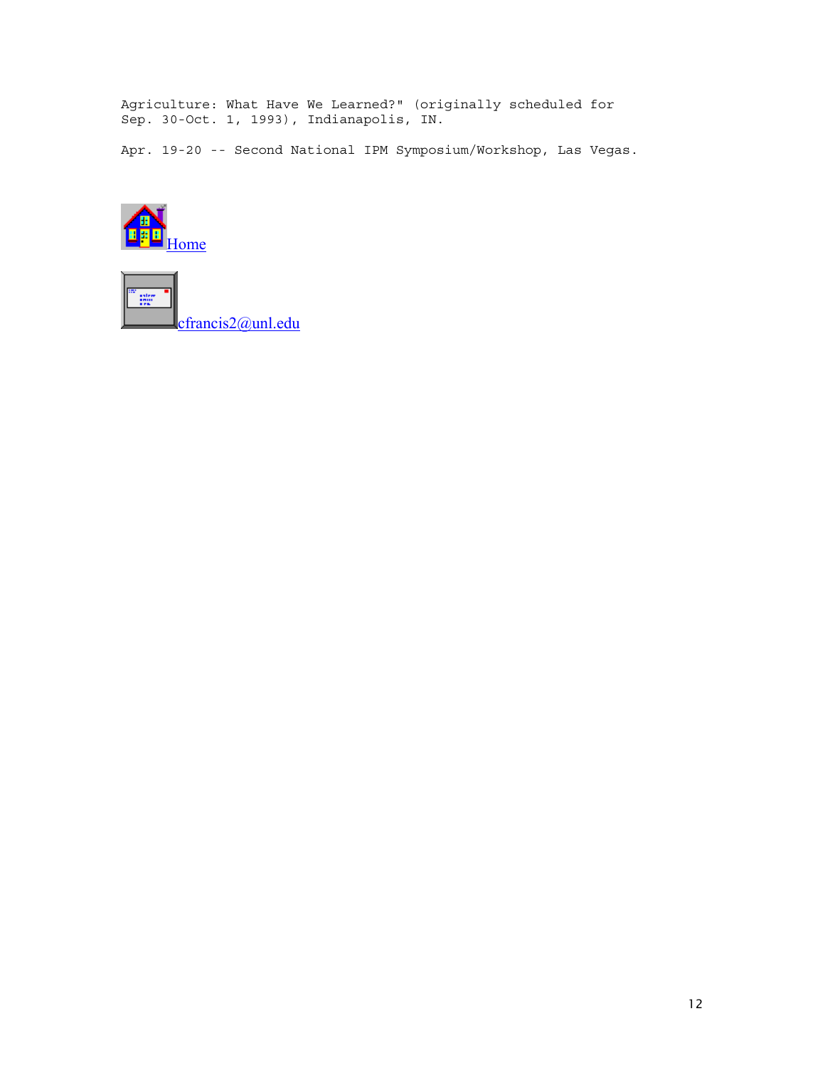Agriculture: What Have We Learned?" (originally scheduled for Sep. 30-Oct. 1, 1993), Indianapolis, IN.

Apr. 19-20 -- Second National IPM Symposium/Workshop, Las Vegas.

Home

cfrancis2@unl.edu